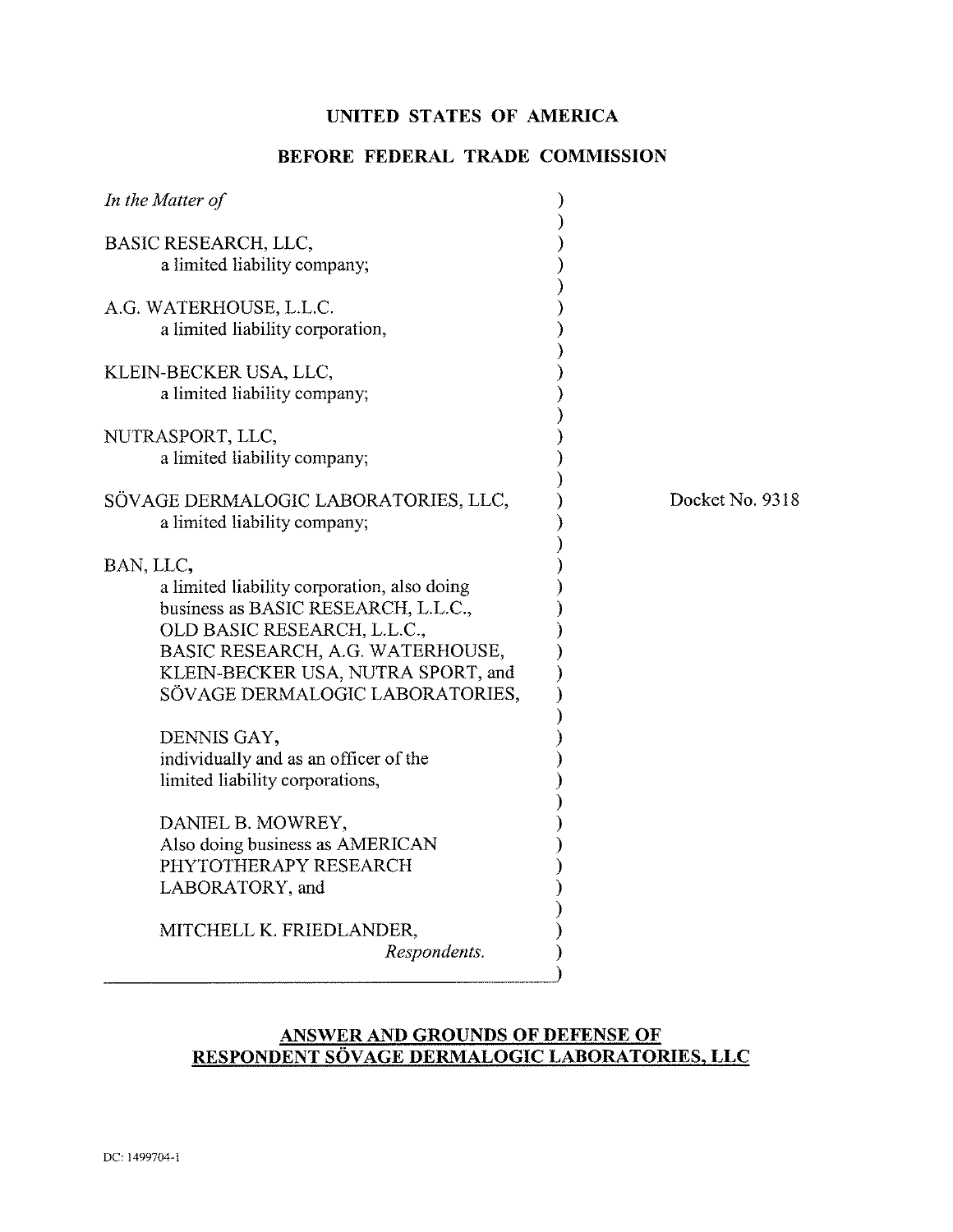**UNITED STATES OF AMERICA**

**BEFORE FEDERAL TRADE COMMISSION**

*In the Matter of*

BASIC RESEARCH, LLC,
a limited liability company;

A.G. WATERHOUSE, L.L.C.
a limited liability corporation,

KLEIN-BECKER USA, LLC,
a limited liability company;

NUTRASPORT, LLC,
a limited liability company;

SÖVAGE DERMALOGIC LABORATORIES, LLC,
a limited liability company;

BAN, LLC,
a limited liability corporation, also doing business as BASIC RESEARCH, L.L.C., OLD BASIC RESEARCH, L.L.C., BASIC RESEARCH, A.G. WATERHOUSE, KLEIN-BECKER USA, NUTRA SPORT, and SÖVAGE DERMALOGIC LABORATORIES,

DENNIS GAY,
individually and as an officer of the limited liability corporations,

DANIEL B. MOWREY,
Also doing business as AMERICAN PHYTOTHERAPY RESEARCH LABORATORY, and

MITCHELL K. FRIEDLANDER,
*Respondents.*

Docket No. 9318

**ANSWER AND GROUNDS OF DEFENSE OF RESPONDENT SÖVAGE DERMALOGIC LABORATORIES, LLC**

DC: 1499704-1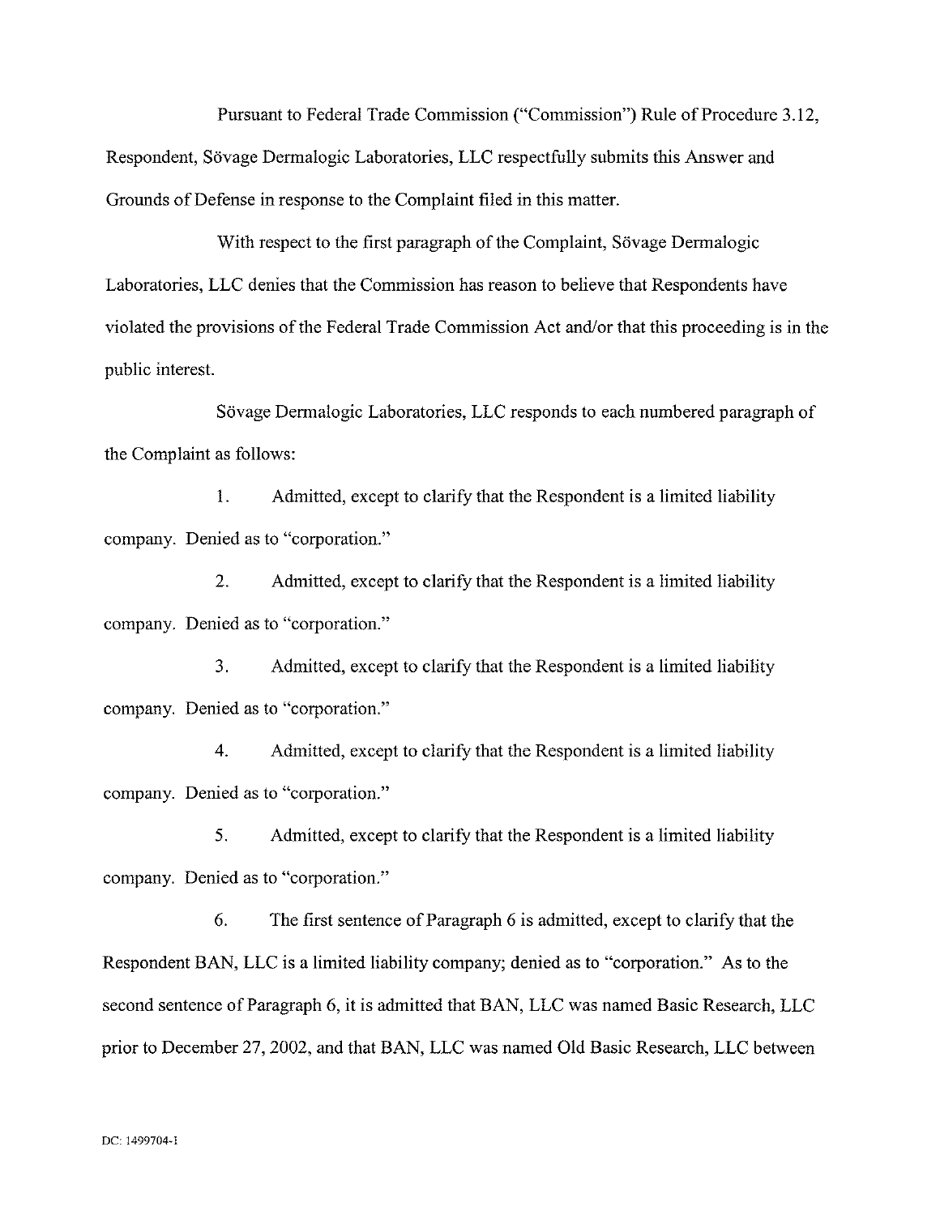Pursuant to Federal Trade Commission ("Commission") Rule of Procedure 3.12, Respondent, Sövage Dermalogic Laboratories, LLC respectfully submits this Answer and Grounds of Defense in response to the Complaint filed in this matter.

With respect to the first paragraph of the Complaint, Sövage Dermalogic Laboratories, LLC denies that the Commission has reason to believe that Respondents have violated the provisions of the Federal Trade Commission Act and/or that this proceeding is in the public interest.

Sövage Dermalogic Laboratories, LLC responds to each numbered paragraph of the Complaint as follows:

1. Admitted, except to clarify that the Respondent is a limited liability company. Denied as to "corporation."

2. Admitted, except to clarify that the Respondent is a limited liability company. Denied as to "corporation."

3. Admitted, except to clarify that the Respondent is a limited liability company. Denied as to "corporation."

4. Admitted, except to clarify that the Respondent is a limited liability company. Denied as to "corporation."

5. Admitted, except to clarify that the Respondent is a limited liability company. Denied as to "corporation."

6. The first sentence of Paragraph 6 is admitted, except to clarify that the Respondent BAN, LLC is a limited liability company; denied as to "corporation." As to the second sentence of Paragraph 6, it is admitted that BAN, LLC was named Basic Research, LLC prior to December 27, 2002, and that BAN, LLC was named Old Basic Research, LLC between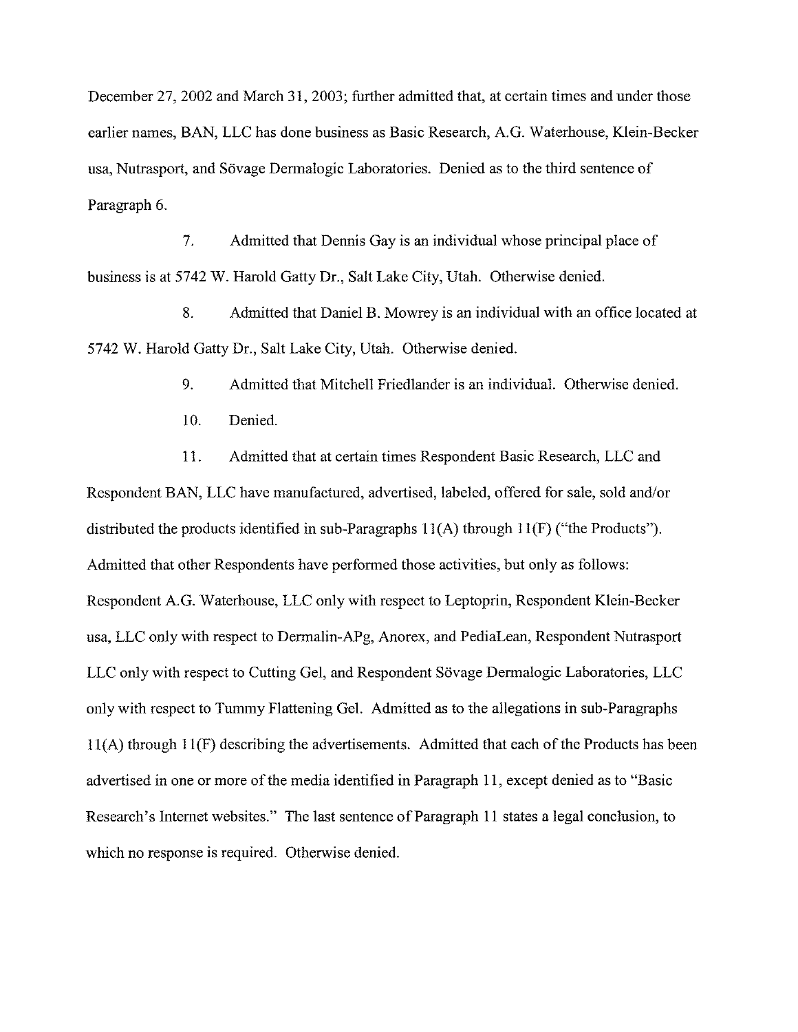December 27, 2002 and March 31, 2003; further admitted that, at certain times and under those earlier names, BAN, LLC has done business as Basic Research, A.G. Waterhouse, Klein-Becker usa, Nutrasport, and Sövage Dermalogic Laboratories. Denied as to the third sentence of Paragraph 6.

7. Admitted that Dennis Gay is an individual whose principal place of business is at 5742 W. Harold Gatty Dr., Salt Lake City, Utah. Otherwise denied.

8. Admitted that Daniel B. Mowrey is an individual with an office located at 5742 W. Harold Gatty Dr., Salt Lake City, Utah. Otherwise denied.

9. Admitted that Mitchell Friedlander is an individual. Otherwise denied.

10. Denied.

11. Admitted that at certain times Respondent Basic Research, LLC and Respondent BAN, LLC have manufactured, advertised, labeled, offered for sale, sold and/or distributed the products identified in sub-Paragraphs 11(A) through 11(F) ("the Products"). Admitted that other Respondents have performed those activities, but only as follows: Respondent A.G. Waterhouse, LLC only with respect to Leptoprin, Respondent Klein-Becker usa, LLC only with respect to Dermalin-APg, Anorex, and PediaLean, Respondent Nutrasport LLC only with respect to Cutting Gel, and Respondent Sövage Dermalogic Laboratories, LLC only with respect to Tummy Flattening Gel. Admitted as to the allegations in sub-Paragraphs 11(A) through 11(F) describing the advertisements. Admitted that each of the Products has been advertised in one or more of the media identified in Paragraph 11, except denied as to "Basic Research's Internet websites." The last sentence of Paragraph 11 states a legal conclusion, to which no response is required. Otherwise denied.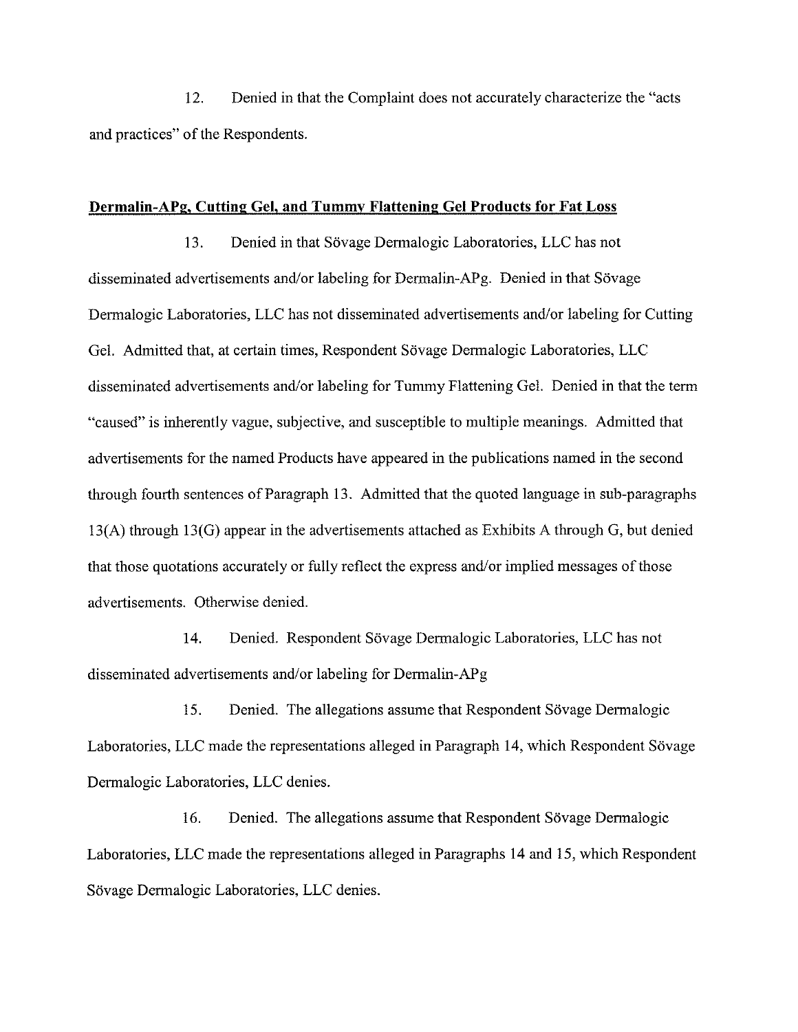12. Denied in that the Complaint does not accurately characterize the "acts and practices" of the Respondents.

**Dermalin-APg, Cutting Gel, and Tummy Flattening Gel Products for Fat Loss**

13. Denied in that Sövage Dermalogic Laboratories, LLC has not disseminated advertisements and/or labeling for Dermalin-APg. Denied in that Sövage Dermalogic Laboratories, LLC has not disseminated advertisements and/or labeling for Cutting Gel. Admitted that, at certain times, Respondent Sövage Dermalogic Laboratories, LLC disseminated advertisements and/or labeling for Tummy Flattening Gel. Denied in that the term "caused" is inherently vague, subjective, and susceptible to multiple meanings. Admitted that advertisements for the named Products have appeared in the publications named in the second through fourth sentences of Paragraph 13. Admitted that the quoted language in sub-paragraphs 13(A) through 13(G) appear in the advertisements attached as Exhibits A through G, but denied that those quotations accurately or fully reflect the express and/or implied messages of those advertisements. Otherwise denied.

14. Denied. Respondent Sövage Dermalogic Laboratories, LLC has not disseminated advertisements and/or labeling for Dermalin-APg

15. Denied. The allegations assume that Respondent Sövage Dermalogic Laboratories, LLC made the representations alleged in Paragraph 14, which Respondent Sövage Dermalogic Laboratories, LLC denies.

16. Denied. The allegations assume that Respondent Sövage Dermalogic Laboratories, LLC made the representations alleged in Paragraphs 14 and 15, which Respondent Sövage Dermalogic Laboratories, LLC denies.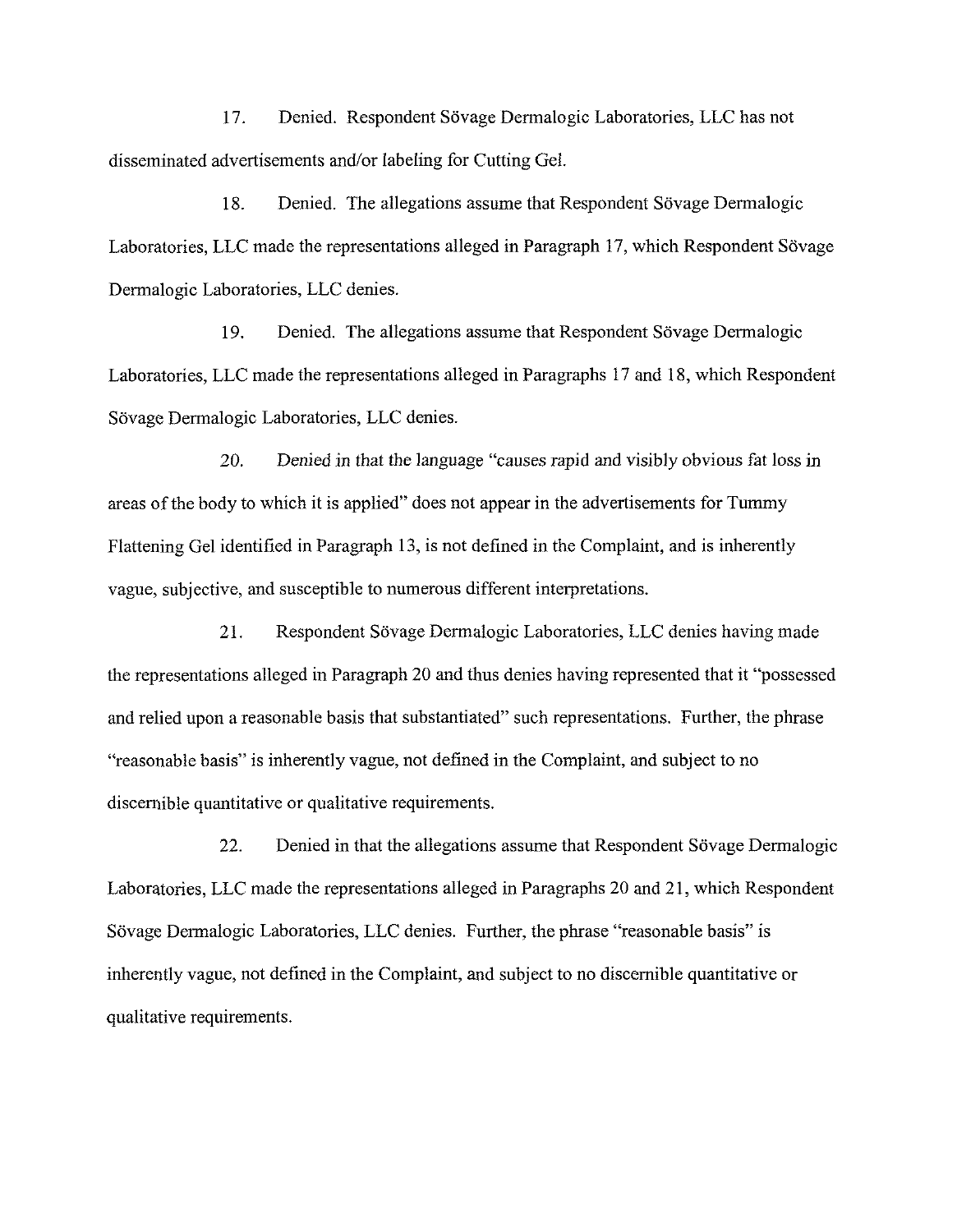17. Denied. Respondent Sövage Dermalogic Laboratories, LLC has not disseminated advertisements and/or labeling for Cutting Gel.

18. Denied. The allegations assume that Respondent Sövage Dermalogic Laboratories, LLC made the representations alleged in Paragraph 17, which Respondent Sövage Dermalogic Laboratories, LLC denies.

19. Denied. The allegations assume that Respondent Sövage Dermalogic Laboratories, LLC made the representations alleged in Paragraphs 17 and 18, which Respondent Sövage Dermalogic Laboratories, LLC denies.

20. Denied in that the language "causes rapid and visibly obvious fat loss in areas of the body to which it is applied" does not appear in the advertisements for Tummy Flattening Gel identified in Paragraph 13, is not defined in the Complaint, and is inherently vague, subjective, and susceptible to numerous different interpretations.

21. Respondent Sövage Dermalogic Laboratories, LLC denies having made the representations alleged in Paragraph 20 and thus denies having represented that it "possessed and relied upon a reasonable basis that substantiated" such representations. Further, the phrase "reasonable basis" is inherently vague, not defined in the Complaint, and subject to no discernible quantitative or qualitative requirements.

22. Denied in that the allegations assume that Respondent Sövage Dermalogic Laboratories, LLC made the representations alleged in Paragraphs 20 and 21, which Respondent Sövage Dermalogic Laboratories, LLC denies. Further, the phrase "reasonable basis" is inherently vague, not defined in the Complaint, and subject to no discernible quantitative or qualitative requirements.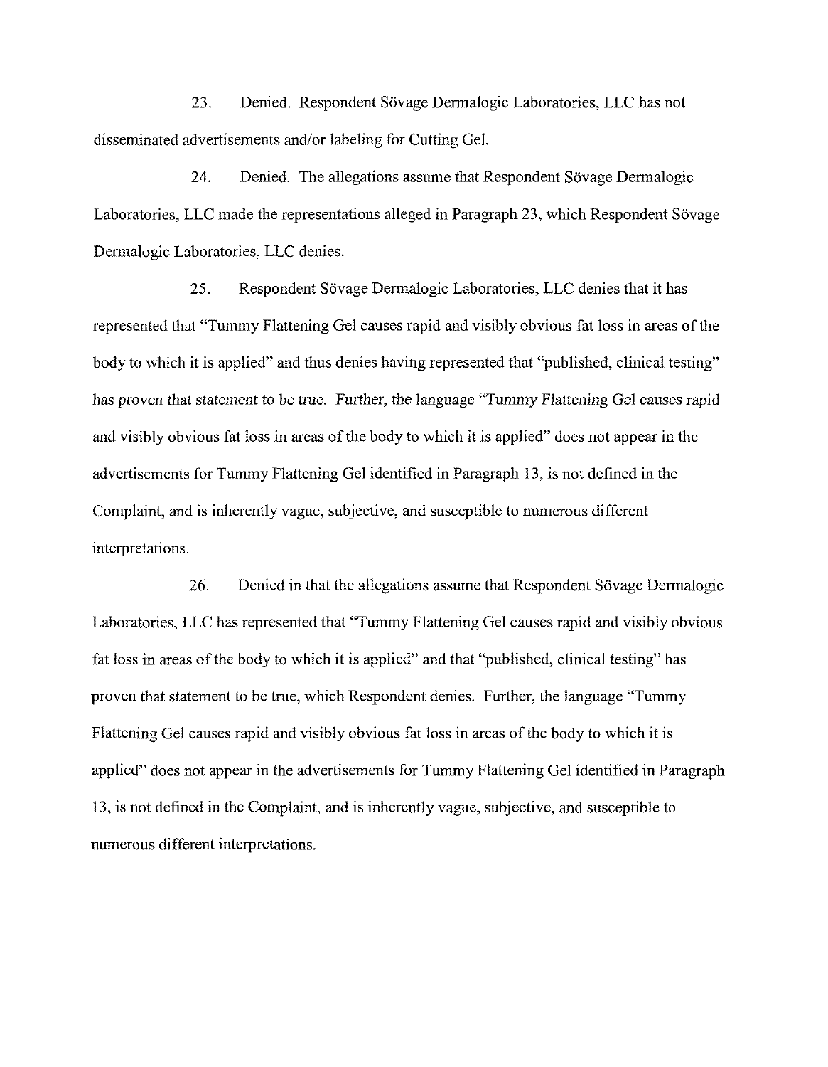23. Denied. Respondent Sövage Dermalogic Laboratories, LLC has not disseminated advertisements and/or labeling for Cutting Gel.

24. Denied. The allegations assume that Respondent Sövage Dermalogic Laboratories, LLC made the representations alleged in Paragraph 23, which Respondent Sövage Dermalogic Laboratories, LLC denies.

25. Respondent Sövage Dermalogic Laboratories, LLC denies that it has represented that "Tummy Flattening Gel causes rapid and visibly obvious fat loss in areas of the body to which it is applied" and thus denies having represented that "published, clinical testing" has proven that statement to be true. Further, the language "Tummy Flattening Gel causes rapid and visibly obvious fat loss in areas of the body to which it is applied" does not appear in the advertisements for Tummy Flattening Gel identified in Paragraph 13, is not defined in the Complaint, and is inherently vague, subjective, and susceptible to numerous different interpretations.

26. Denied in that the allegations assume that Respondent Sövage Dermalogic Laboratories, LLC has represented that "Tummy Flattening Gel causes rapid and visibly obvious fat loss in areas of the body to which it is applied" and that "published, clinical testing" has proven that statement to be true, which Respondent denies. Further, the language "Tummy Flattening Gel causes rapid and visibly obvious fat loss in areas of the body to which it is applied" does not appear in the advertisements for Tummy Flattening Gel identified in Paragraph 13, is not defined in the Complaint, and is inherently vague, subjective, and susceptible to numerous different interpretations.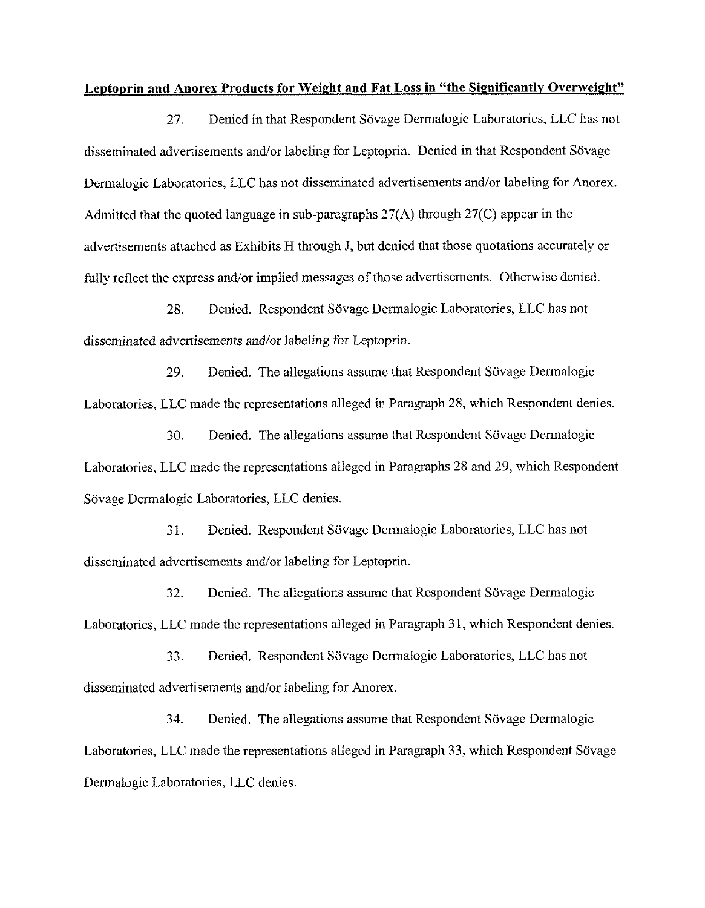**Leptoprin and Anorex Products for Weight and Fat Loss in "the Significantly Overweight"**

27. Denied in that Respondent Sövage Dermalogic Laboratories, LLC has not disseminated advertisements and/or labeling for Leptoprin. Denied in that Respondent Sövage Dermalogic Laboratories, LLC has not disseminated advertisements and/or labeling for Anorex. Admitted that the quoted language in sub-paragraphs 27(A) through 27(C) appear in the advertisements attached as Exhibits H through J, but denied that those quotations accurately or fully reflect the express and/or implied messages of those advertisements. Otherwise denied.

28. Denied. Respondent Sövage Dermalogic Laboratories, LLC has not disseminated advertisements and/or labeling for Leptoprin.

29. Denied. The allegations assume that Respondent Sövage Dermalogic Laboratories, LLC made the representations alleged in Paragraph 28, which Respondent denies.

30. Denied. The allegations assume that Respondent Sövage Dermalogic Laboratories, LLC made the representations alleged in Paragraphs 28 and 29, which Respondent Sövage Dermalogic Laboratories, LLC denies.

31. Denied. Respondent Sövage Dermalogic Laboratories, LLC has not disseminated advertisements and/or labeling for Leptoprin.

32. Denied. The allegations assume that Respondent Sövage Dermalogic Laboratories, LLC made the representations alleged in Paragraph 31, which Respondent denies.

33. Denied. Respondent Sövage Dermalogic Laboratories, LLC has not disseminated advertisements and/or labeling for Anorex.

34. Denied. The allegations assume that Respondent Sövage Dermalogic Laboratories, LLC made the representations alleged in Paragraph 33, which Respondent Sövage Dermalogic Laboratories, LLC denies.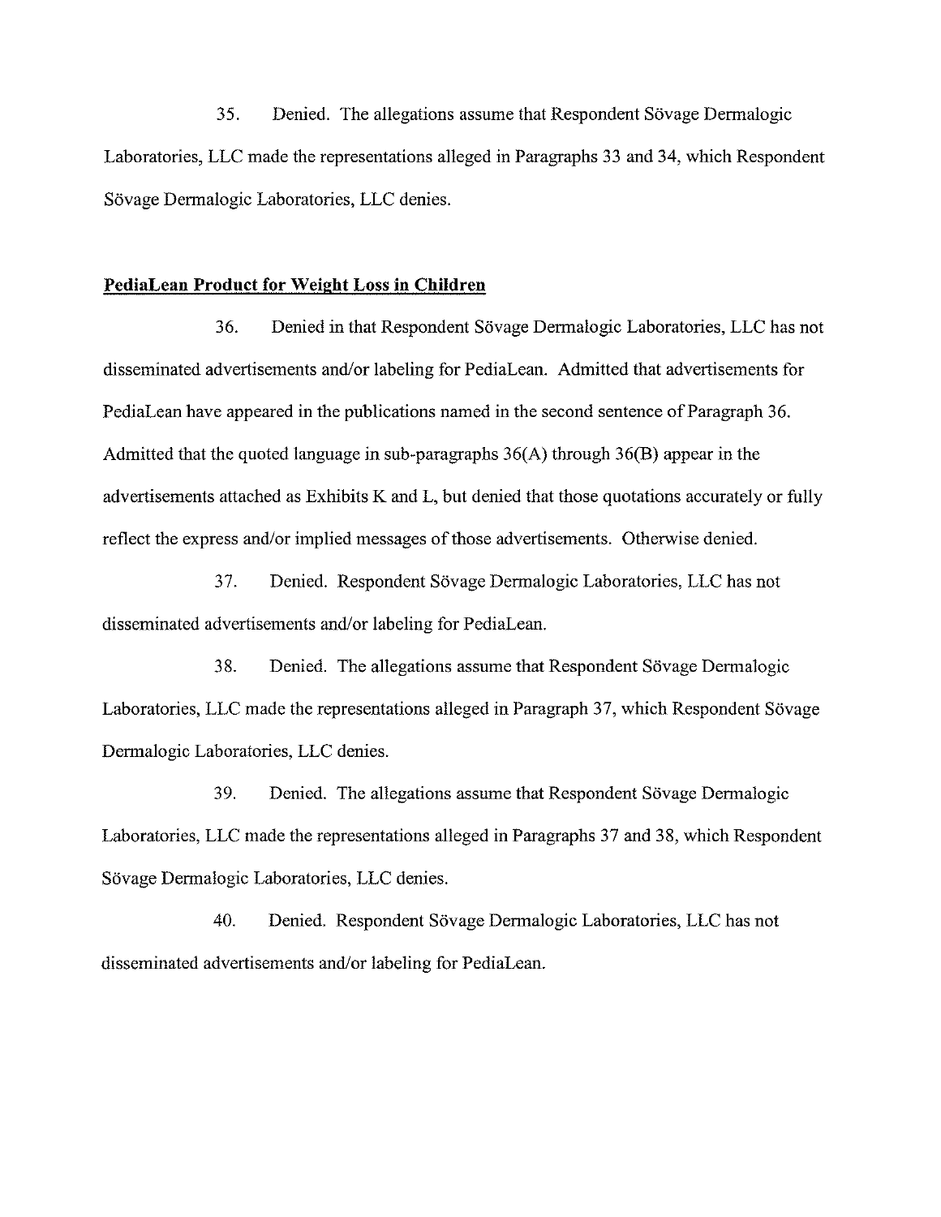35. Denied. The allegations assume that Respondent Sövage Dermalogic Laboratories, LLC made the representations alleged in Paragraphs 33 and 34, which Respondent Sövage Dermalogic Laboratories, LLC denies.

**PediaLean Product for Weight Loss in Children**

36. Denied in that Respondent Sövage Dermalogic Laboratories, LLC has not disseminated advertisements and/or labeling for PediaLean. Admitted that advertisements for PediaLean have appeared in the publications named in the second sentence of Paragraph 36. Admitted that the quoted language in sub-paragraphs 36(A) through 36(B) appear in the advertisements attached as Exhibits K and L, but denied that those quotations accurately or fully reflect the express and/or implied messages of those advertisements. Otherwise denied.

37. Denied. Respondent Sövage Dermalogic Laboratories, LLC has not disseminated advertisements and/or labeling for PediaLean.

38. Denied. The allegations assume that Respondent Sövage Dermalogic Laboratories, LLC made the representations alleged in Paragraph 37, which Respondent Sövage Dermalogic Laboratories, LLC denies.

39. Denied. The allegations assume that Respondent Sövage Dermalogic Laboratories, LLC made the representations alleged in Paragraphs 37 and 38, which Respondent Sövage Dermalogic Laboratories, LLC denies.

40. Denied. Respondent Sövage Dermalogic Laboratories, LLC has not disseminated advertisements and/or labeling for PediaLean.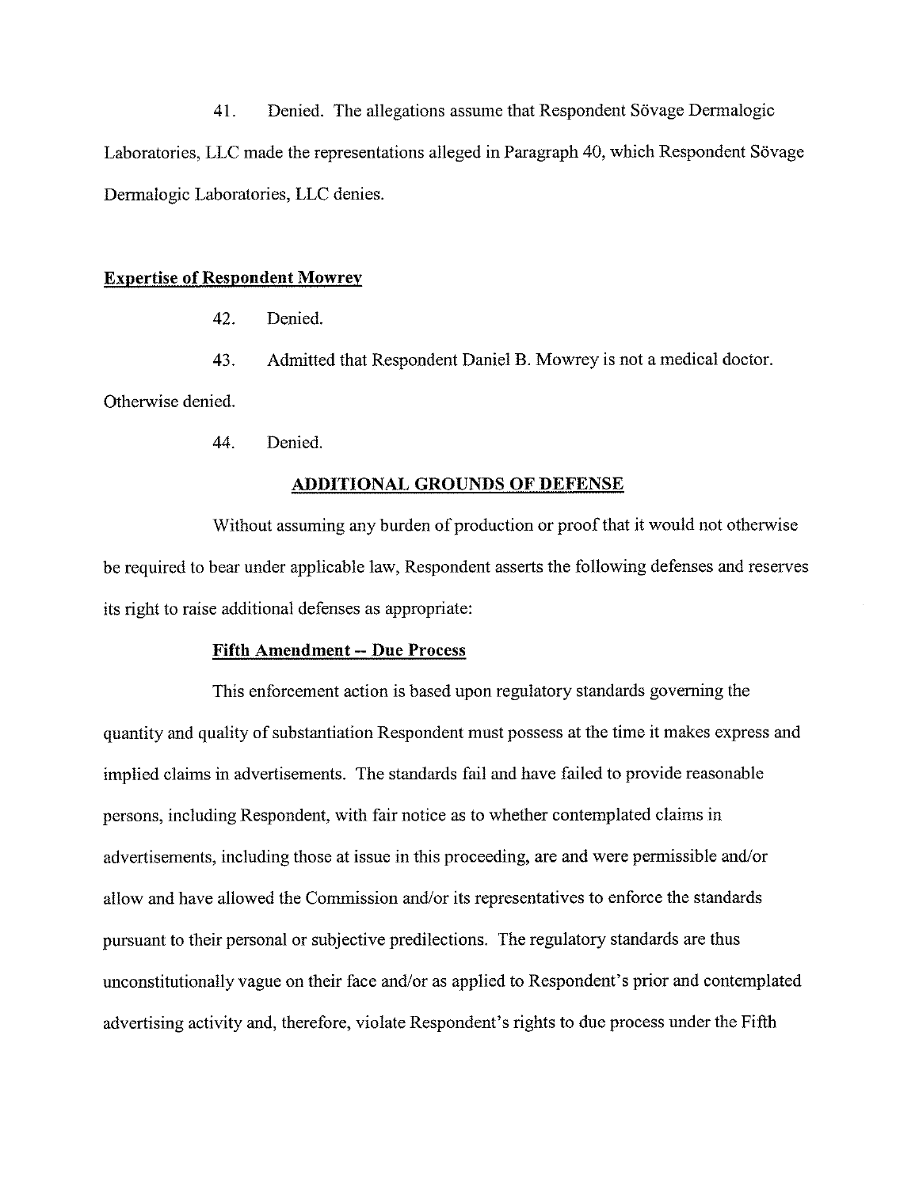41. Denied. The allegations assume that Respondent Sövage Dermalogic Laboratories, LLC made the representations alleged in Paragraph 40, which Respondent Sövage Dermalogic Laboratories, LLC denies.

**Expertise of Respondent Mowrey**

42. Denied.

43. Admitted that Respondent Daniel B. Mowrey is not a medical doctor. Otherwise denied.

44. Denied.

## ADDITIONAL GROUNDS OF DEFENSE

Without assuming any burden of production or proof that it would not otherwise be required to bear under applicable law, Respondent asserts the following defenses and reserves its right to raise additional defenses as appropriate:

**Fifth Amendment -- Due Process**

This enforcement action is based upon regulatory standards governing the quantity and quality of substantiation Respondent must possess at the time it makes express and implied claims in advertisements. The standards fail and have failed to provide reasonable persons, including Respondent, with fair notice as to whether contemplated claims in advertisements, including those at issue in this proceeding, are and were permissible and/or allow and have allowed the Commission and/or its representatives to enforce the standards pursuant to their personal or subjective predilections. The regulatory standards are thus unconstitutionally vague on their face and/or as applied to Respondent's prior and contemplated advertising activity and, therefore, violate Respondent's rights to due process under the Fifth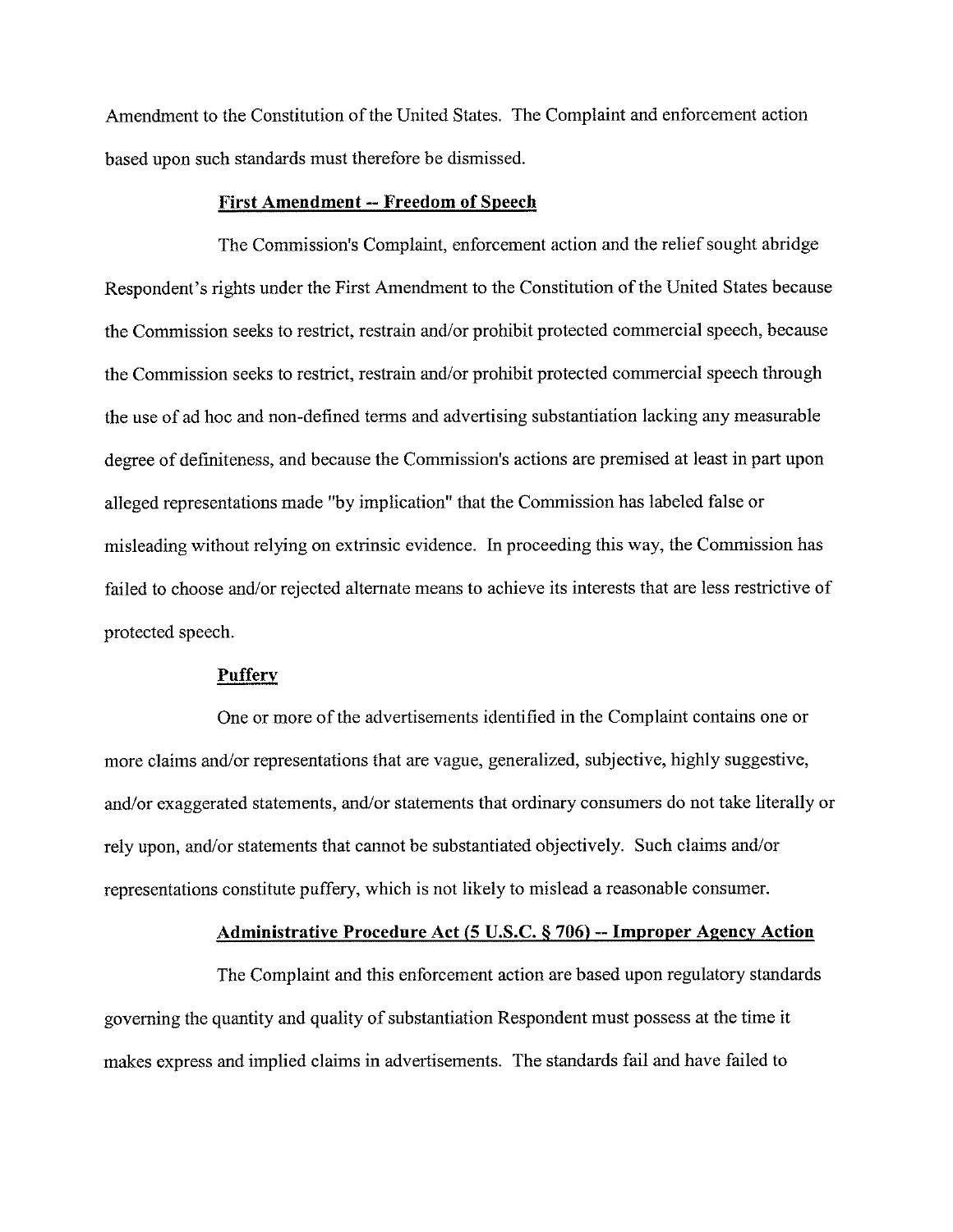Amendment to the Constitution of the United States. The Complaint and enforcement action based upon such standards must therefore be dismissed.

**First Amendment -- Freedom of Speech**

The Commission's Complaint, enforcement action and the relief sought abridge Respondent's rights under the First Amendment to the Constitution of the United States because the Commission seeks to restrict, restrain and/or prohibit protected commercial speech, because the Commission seeks to restrict, restrain and/or prohibit protected commercial speech through the use of ad hoc and non-defined terms and advertising substantiation lacking any measurable degree of definiteness, and because the Commission's actions are premised at least in part upon alleged representations made "by implication" that the Commission has labeled false or misleading without relying on extrinsic evidence. In proceeding this way, the Commission has failed to choose and/or rejected alternate means to achieve its interests that are less restrictive of protected speech.

**Puffery**

One or more of the advertisements identified in the Complaint contains one or more claims and/or representations that are vague, generalized, subjective, highly suggestive, and/or exaggerated statements, and/or statements that ordinary consumers do not take literally or rely upon, and/or statements that cannot be substantiated objectively. Such claims and/or representations constitute puffery, which is not likely to mislead a reasonable consumer.

**Administrative Procedure Act (5 U.S.C. § 706) -- Improper Agency Action**

The Complaint and this enforcement action are based upon regulatory standards governing the quantity and quality of substantiation Respondent must possess at the time it makes express and implied claims in advertisements. The standards fail and have failed to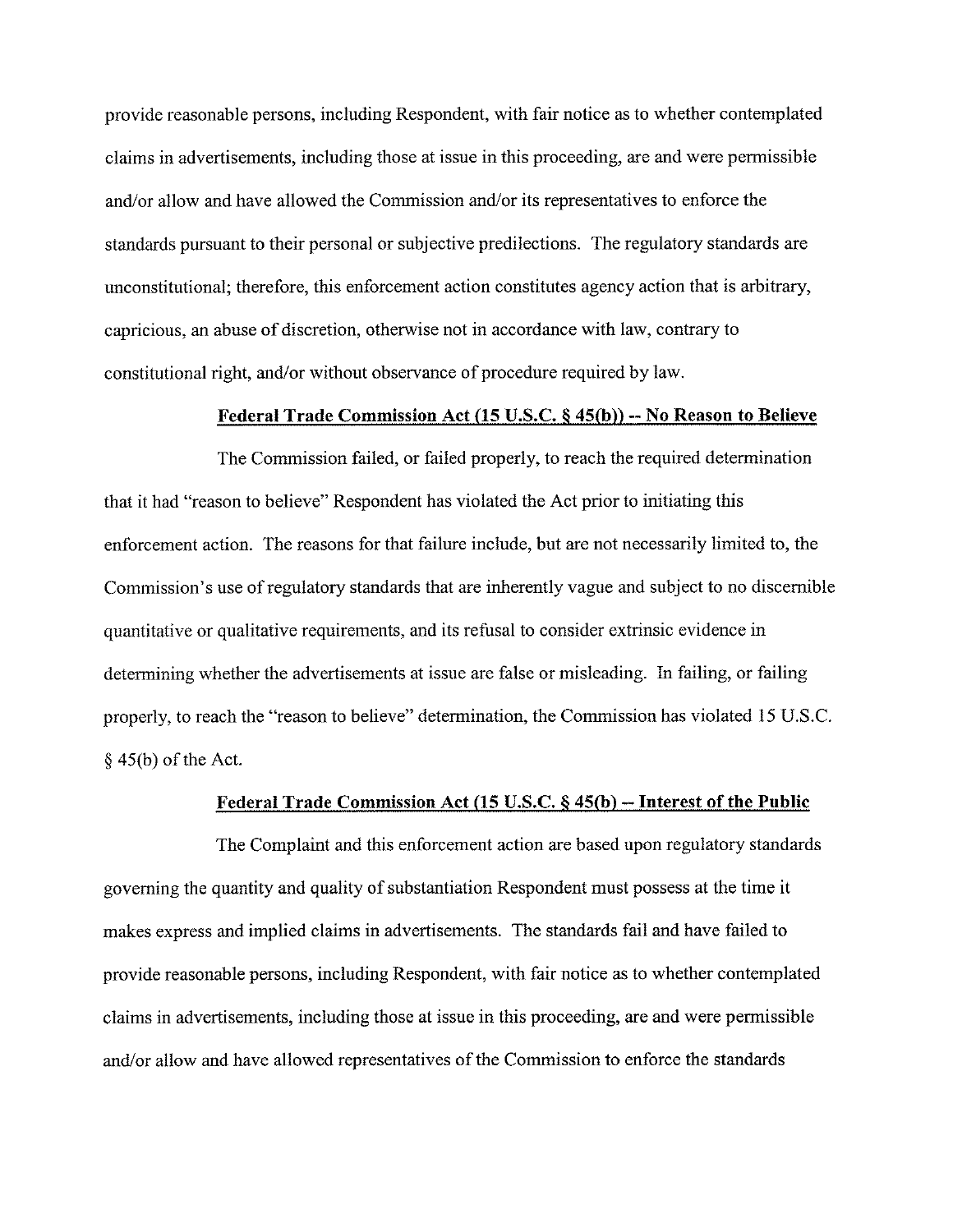provide reasonable persons, including Respondent, with fair notice as to whether contemplated claims in advertisements, including those at issue in this proceeding, are and were permissible and/or allow and have allowed the Commission and/or its representatives to enforce the standards pursuant to their personal or subjective predilections. The regulatory standards are unconstitutional; therefore, this enforcement action constitutes agency action that is arbitrary, capricious, an abuse of discretion, otherwise not in accordance with law, contrary to constitutional right, and/or without observance of procedure required by law.

**Federal Trade Commission Act (15 U.S.C. § 45(b)) -- No Reason to Believe**

The Commission failed, or failed properly, to reach the required determination that it had "reason to believe" Respondent has violated the Act prior to initiating this enforcement action. The reasons for that failure include, but are not necessarily limited to, the Commission's use of regulatory standards that are inherently vague and subject to no discernible quantitative or qualitative requirements, and its refusal to consider extrinsic evidence in determining whether the advertisements at issue are false or misleading. In failing, or failing properly, to reach the "reason to believe" determination, the Commission has violated 15 U.S.C. § 45(b) of the Act.

**Federal Trade Commission Act (15 U.S.C. § 45(b) -- Interest of the Public**

The Complaint and this enforcement action are based upon regulatory standards governing the quantity and quality of substantiation Respondent must possess at the time it makes express and implied claims in advertisements. The standards fail and have failed to provide reasonable persons, including Respondent, with fair notice as to whether contemplated claims in advertisements, including those at issue in this proceeding, are and were permissible and/or allow and have allowed representatives of the Commission to enforce the standards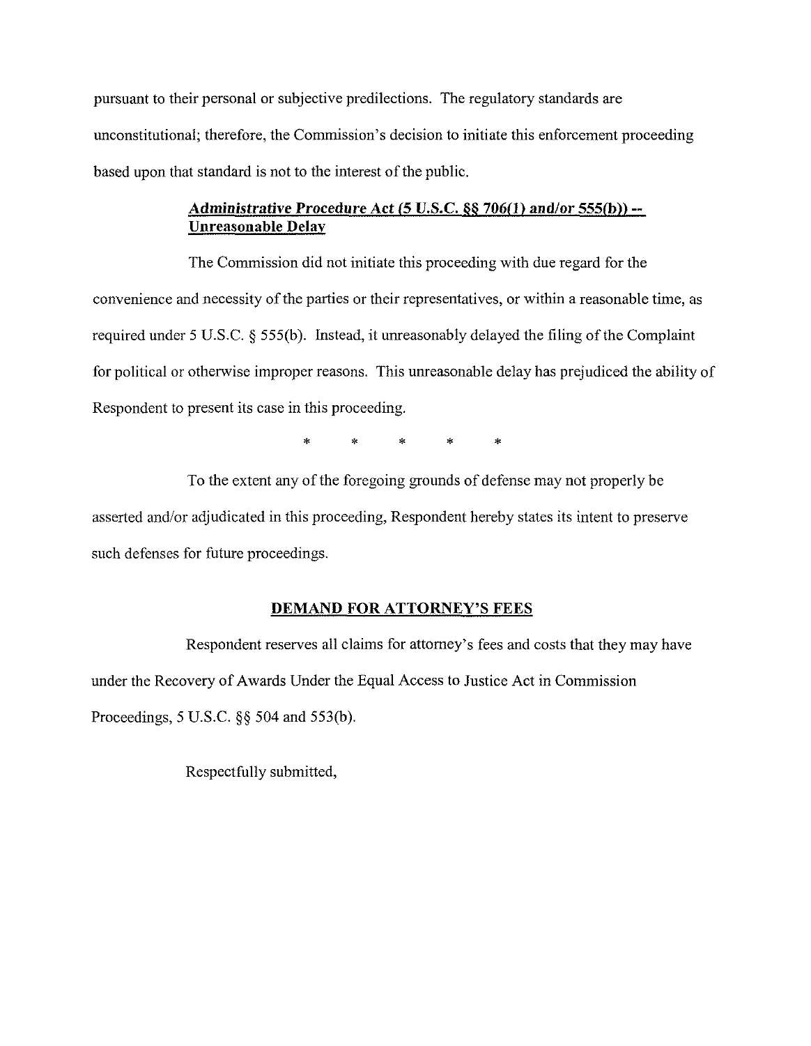pursuant to their personal or subjective predilections. The regulatory standards are unconstitutional; therefore, the Commission's decision to initiate this enforcement proceeding based upon that standard is not to the interest of the public.

***Administrative Procedure Act (5 U.S.C. §§ 706(1) and/or 555(b)) -- Unreasonable Delay***

The Commission did not initiate this proceeding with due regard for the convenience and necessity of the parties or their representatives, or within a reasonable time, as required under 5 U.S.C. § 555(b). Instead, it unreasonably delayed the filing of the Complaint for political or otherwise improper reasons. This unreasonable delay has prejudiced the ability of Respondent to present its case in this proceeding.

\* \* \* \* \*

To the extent any of the foregoing grounds of defense may not properly be asserted and/or adjudicated in this proceeding, Respondent hereby states its intent to preserve such defenses for future proceedings.

**DEMAND FOR ATTORNEY'S FEES**

Respondent reserves all claims for attorney's fees and costs that they may have under the Recovery of Awards Under the Equal Access to Justice Act in Commission Proceedings, 5 U.S.C. §§ 504 and 553(b).

Respectfully submitted,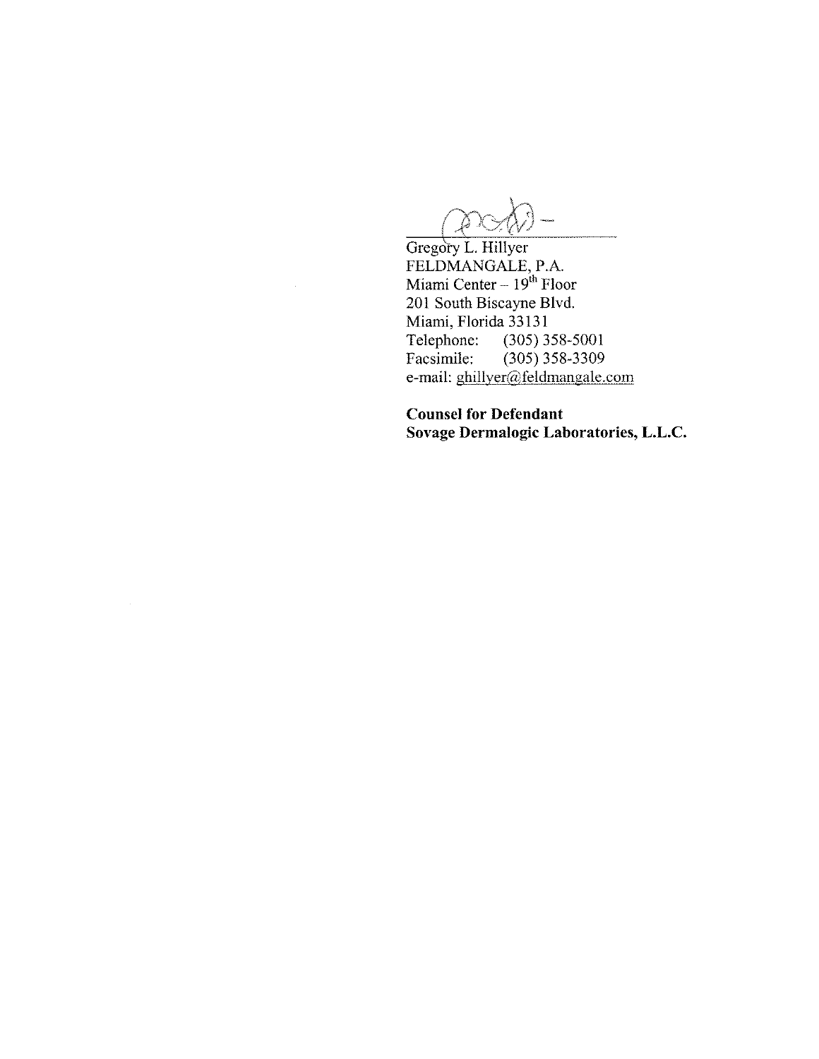Gregory L. Hillyer
FELDMANGALE, P.A.
Miami Center – 19th Floor
201 South Biscayne Blvd.
Miami, Florida 33131
Telephone: (305) 358-5001
Facsimile: (305) 358-3309
e-mail: ghillyer@feldmangale.com

**Counsel for Defendant**
**Sovage Dermalogic Laboratories, L.L.C.**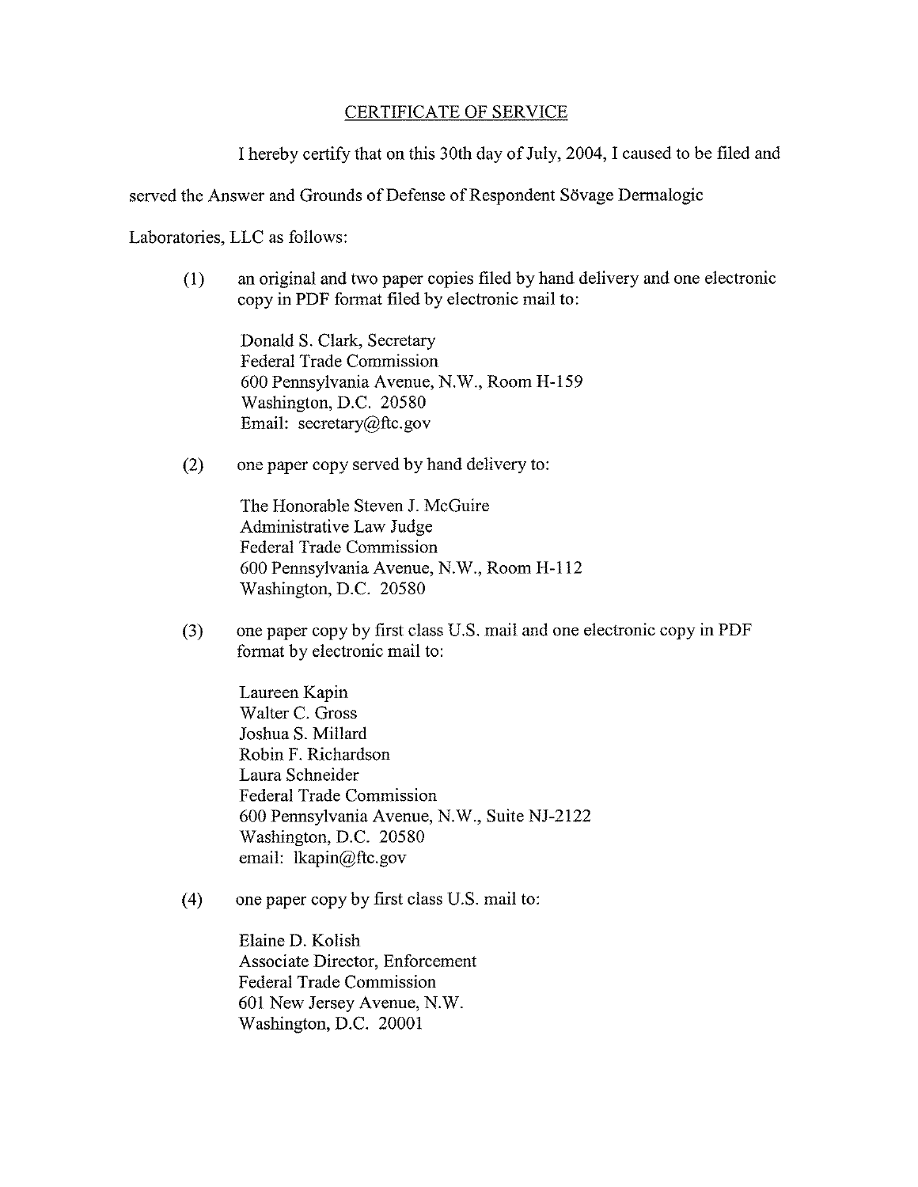CERTIFICATE OF SERVICE

I hereby certify that on this 30th day of July, 2004, I caused to be filed and served the Answer and Grounds of Defense of Respondent Sövage Dermalogic Laboratories, LLC as follows:

(1) an original and two paper copies filed by hand delivery and one electronic copy in PDF format filed by electronic mail to:

Donald S. Clark, Secretary
Federal Trade Commission
600 Pennsylvania Avenue, N.W., Room H-159
Washington, D.C. 20580
Email: secretary@ftc.gov

(2) one paper copy served by hand delivery to:

The Honorable Steven J. McGuire
Administrative Law Judge
Federal Trade Commission
600 Pennsylvania Avenue, N.W., Room H-112
Washington, D.C. 20580

(3) one paper copy by first class U.S. mail and one electronic copy in PDF format by electronic mail to:

Laureen Kapin
Walter C. Gross
Joshua S. Millard
Robin F. Richardson
Laura Schneider
Federal Trade Commission
600 Pennsylvania Avenue, N.W., Suite NJ-2122
Washington, D.C. 20580
email: lkapin@ftc.gov

(4) one paper copy by first class U.S. mail to:

Elaine D. Kolish
Associate Director, Enforcement
Federal Trade Commission
601 New Jersey Avenue, N.W.
Washington, D.C. 20001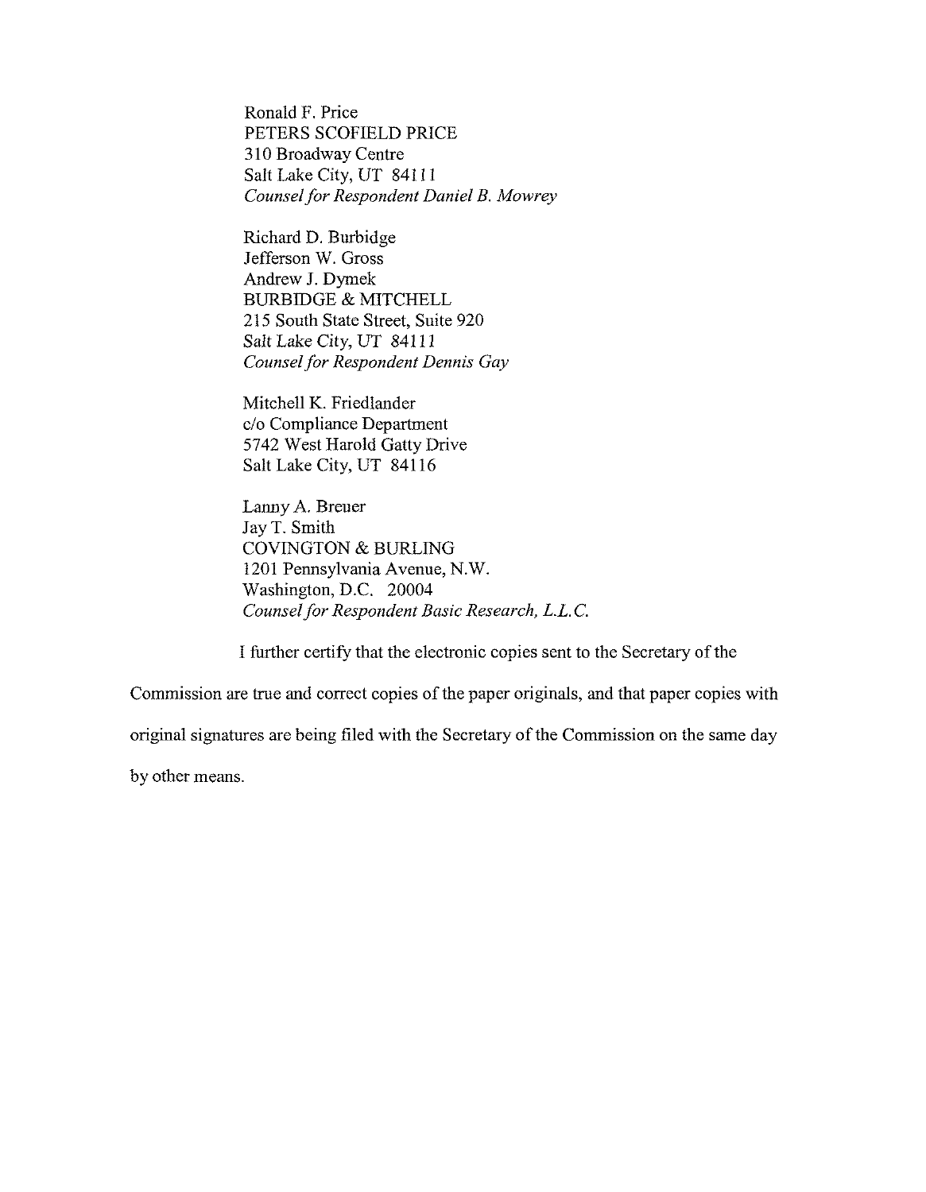Ronald F. Price
PETERS SCOFIELD PRICE
310 Broadway Centre
Salt Lake City, UT 84111
*Counsel for Respondent Daniel B. Mowrey*

Richard D. Burbidge
Jefferson W. Gross
Andrew J. Dymek
BURBIDGE & MITCHELL
215 South State Street, Suite 920
Salt Lake City, UT 84111
*Counsel for Respondent Dennis Gay*

Mitchell K. Friedlander
c/o Compliance Department
5742 West Harold Gatty Drive
Salt Lake City, UT 84116

Lanny A. Breuer
Jay T. Smith
COVINGTON & BURLING
1201 Pennsylvania Avenue, N.W.
Washington, D.C. 20004
*Counsel for Respondent Basic Research, L.L.C.*

I further certify that the electronic copies sent to the Secretary of the Commission are true and correct copies of the paper originals, and that paper copies with original signatures are being filed with the Secretary of the Commission on the same day by other means.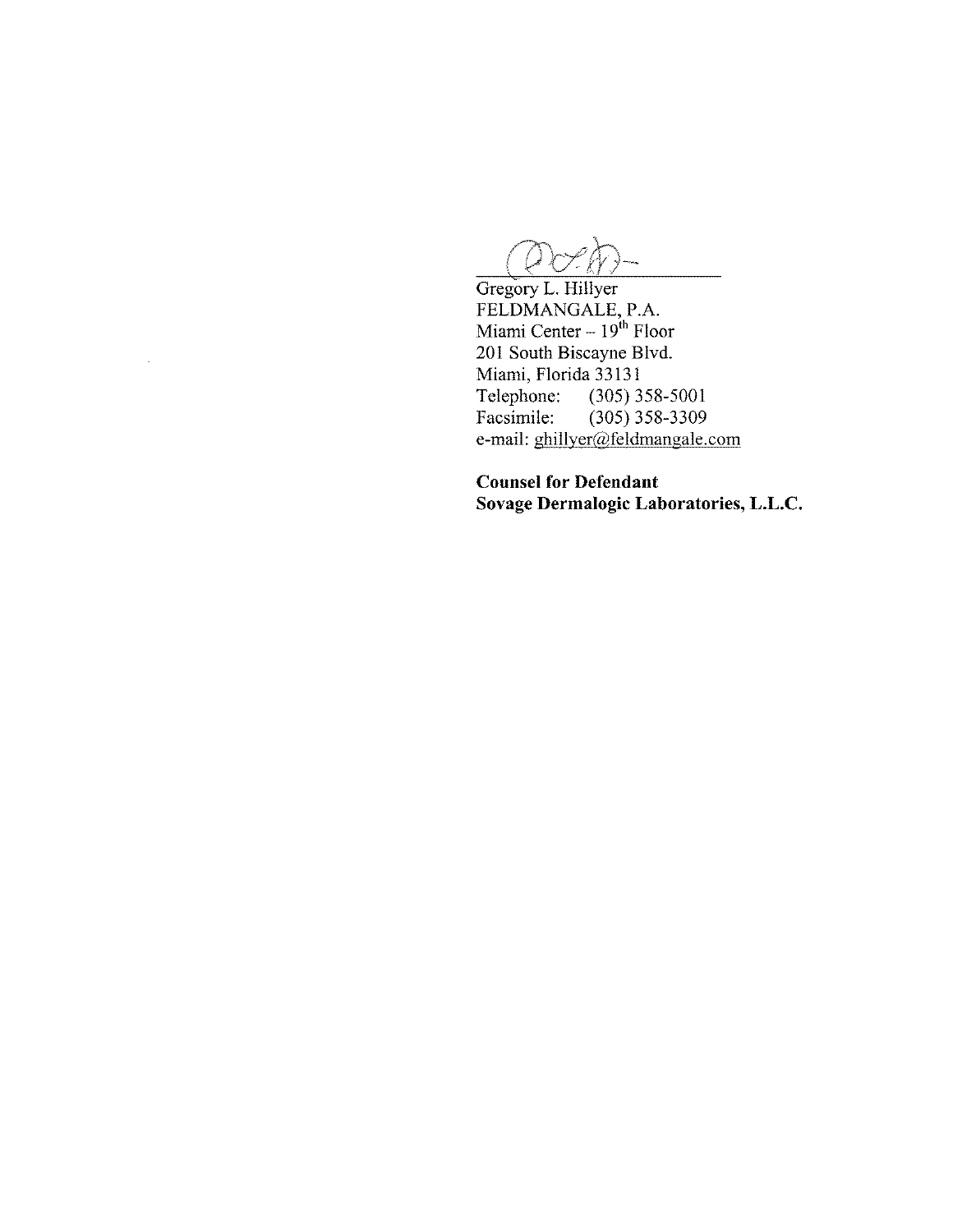Gregory L. Hillyer
FELDMANGALE, P.A.
Miami Center – 19th Floor
201 South Biscayne Blvd.
Miami, Florida 33131
Telephone: (305) 358-5001
Facsimile: (305) 358-3309
e-mail: ghillyer@feldmangale.com

**Counsel for Defendant**
**Sovage Dermalogic Laboratories, L.L.C.**